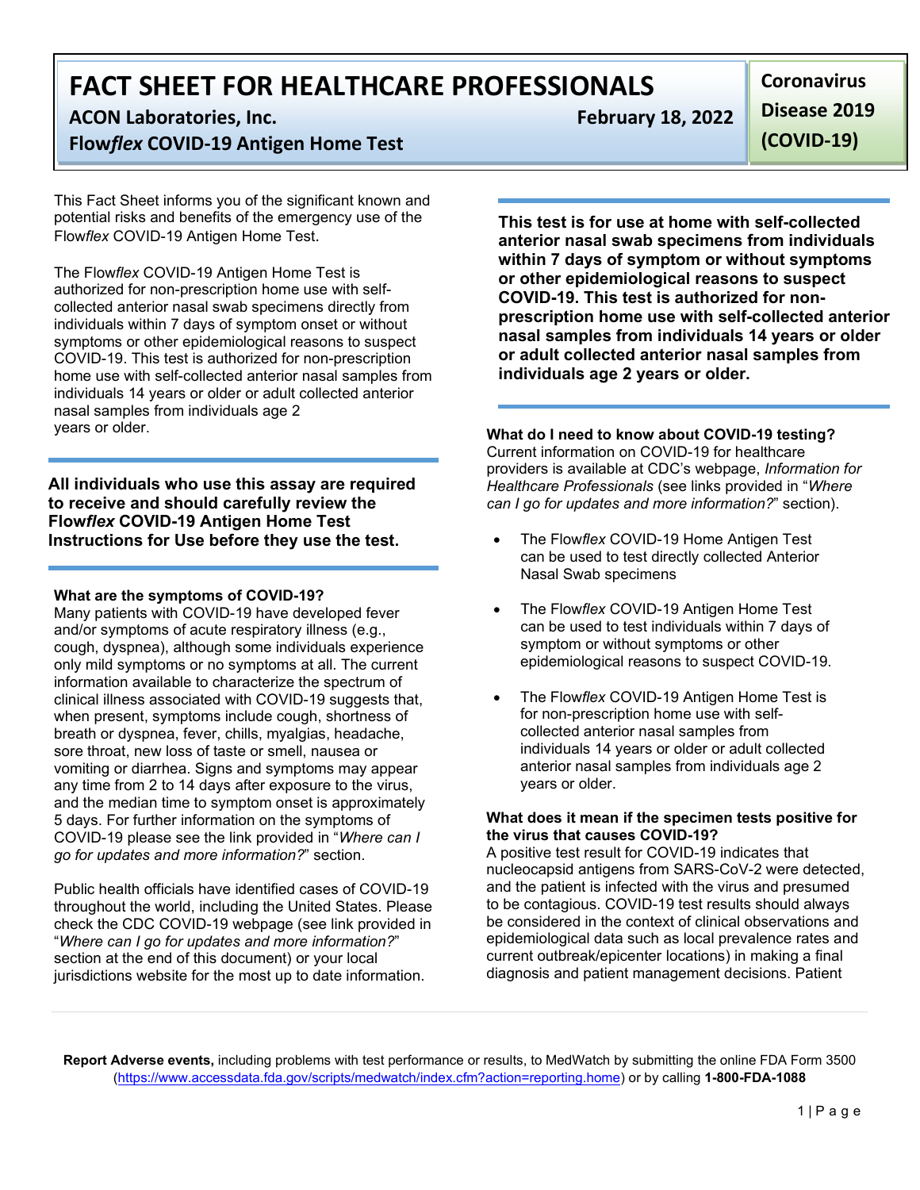# FACT SHEET FOR HEALTHCARE PROFESSIONALS

**ACON Laboratories, Inc.** **February 18, 2022**

**Flow*flex* COVID-19 Antigen Home Test**

**Coronavirus Disease 2019 (COVID-19)**

This Fact Sheet informs you of the significant known and potential risks and benefits of the emergency use of the Flow*flex* COVID-19 Antigen Home Test.

The Flow*flex* COVID-19 Antigen Home Test is authorized for non-prescription home use with self-collected anterior nasal swab specimens directly from individuals within 7 days of symptom onset or without symptoms or other epidemiological reasons to suspect COVID-19. This test is authorized for non-prescription home use with self-collected anterior nasal samples from individuals 14 years or older or adult collected anterior nasal samples from individuals age 2 years or older.

**All individuals who use this assay are required to receive and should carefully review the Flow*flex* COVID-19 Antigen Home Test Instructions for Use before they use the test.**

**What are the symptoms of COVID-19?**

Many patients with COVID-19 have developed fever and/or symptoms of acute respiratory illness (e.g., cough, dyspnea), although some individuals experience only mild symptoms or no symptoms at all. The current information available to characterize the spectrum of clinical illness associated with COVID-19 suggests that, when present, symptoms include cough, shortness of breath or dyspnea, fever, chills, myalgias, headache, sore throat, new loss of taste or smell, nausea or vomiting or diarrhea. Signs and symptoms may appear any time from 2 to 14 days after exposure to the virus, and the median time to symptom onset is approximately 5 days. For further information on the symptoms of COVID-19 please see the link provided in "*Where can I go for updates and more information?*" section.

Public health officials have identified cases of COVID-19 throughout the world, including the United States. Please check the CDC COVID-19 webpage (see link provided in "*Where can I go for updates and more information?*" section at the end of this document) or your local jurisdictions website for the most up to date information.

**This test is for use at home with self-collected anterior nasal swab specimens from individuals within 7 days of symptom or without symptoms or other epidemiological reasons to suspect COVID-19. This test is authorized for non-prescription home use with self-collected anterior nasal samples from individuals 14 years or older or adult collected anterior nasal samples from individuals age 2 years or older.**

**What do I need to know about COVID-19 testing?**

Current information on COVID-19 for healthcare providers is available at CDC's webpage, *Information for Healthcare Professionals* (see links provided in "*Where can I go for updates and more information?*" section).

- The Flow*flex* COVID-19 Home Antigen Test can be used to test directly collected Anterior Nasal Swab specimens
- The Flow*flex* COVID-19 Antigen Home Test can be used to test individuals within 7 days of symptom or without symptoms or other epidemiological reasons to suspect COVID-19.
- The Flow*flex* COVID-19 Antigen Home Test is for non-prescription home use with self-collected anterior nasal samples from individuals 14 years or older or adult collected anterior nasal samples from individuals age 2 years or older.

**What does it mean if the specimen tests positive for the virus that causes COVID-19?**

A positive test result for COVID-19 indicates that nucleocapsid antigens from SARS-CoV-2 were detected, and the patient is infected with the virus and presumed to be contagious. COVID-19 test results should always be considered in the context of clinical observations and epidemiological data such as local prevalence rates and current outbreak/epicenter locations) in making a final diagnosis and patient management decisions. Patient

**Report Adverse events,** including problems with test performance or results, to MedWatch by submitting the online FDA Form 3500 (https://www.accessdata.fda.gov/scripts/medwatch/index.cfm?action=reporting.home) or by calling **1-800-FDA-1088**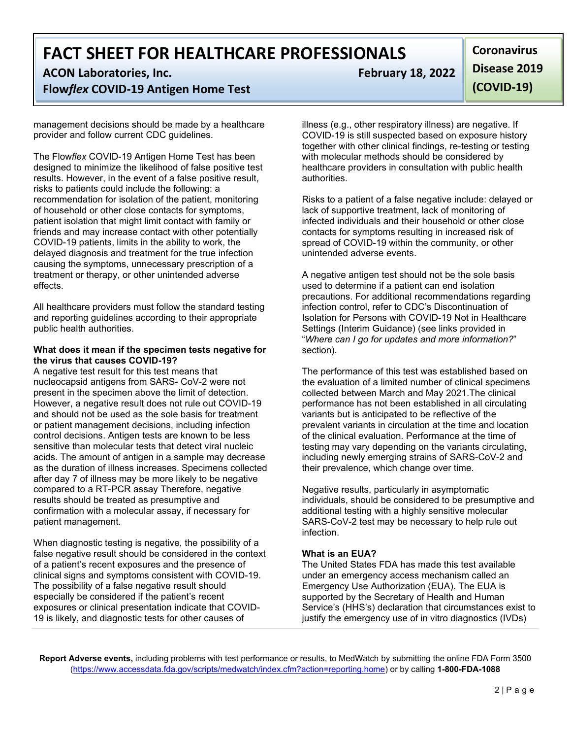management decisions should be made by a healthcare provider and follow current CDC guidelines.

The Flow*flex* COVID-19 Antigen Home Test has been designed to minimize the likelihood of false positive test results. However, in the event of a false positive result, risks to patients could include the following: a recommendation for isolation of the patient, monitoring of household or other close contacts for symptoms, patient isolation that might limit contact with family or friends and may increase contact with other potentially COVID-19 patients, limits in the ability to work, the delayed diagnosis and treatment for the true infection causing the symptoms, unnecessary prescription of a treatment or therapy, or other unintended adverse effects.

All healthcare providers must follow the standard testing and reporting guidelines according to their appropriate public health authorities.

**What does it mean if the specimen tests negative for the virus that causes COVID-19?**

A negative test result for this test means that nucleocapsid antigens from SARS- CoV-2 were not present in the specimen above the limit of detection. However, a negative result does not rule out COVID-19 and should not be used as the sole basis for treatment or patient management decisions, including infection control decisions. Antigen tests are known to be less sensitive than molecular tests that detect viral nucleic acids. The amount of antigen in a sample may decrease as the duration of illness increases. Specimens collected after day 7 of illness may be more likely to be negative compared to a RT-PCR assay Therefore, negative results should be treated as presumptive and confirmation with a molecular assay, if necessary for patient management.

When diagnostic testing is negative, the possibility of a false negative result should be considered in the context of a patient's recent exposures and the presence of clinical signs and symptoms consistent with COVID-19. The possibility of a false negative result should especially be considered if the patient's recent exposures or clinical presentation indicate that COVID-19 is likely, and diagnostic tests for other causes of illness (e.g., other respiratory illness) are negative. If COVID-19 is still suspected based on exposure history together with other clinical findings, re-testing or testing with molecular methods should be considered by healthcare providers in consultation with public health authorities.

Risks to a patient of a false negative include: delayed or lack of supportive treatment, lack of monitoring of infected individuals and their household or other close contacts for symptoms resulting in increased risk of spread of COVID-19 within the community, or other unintended adverse events.

A negative antigen test should not be the sole basis used to determine if a patient can end isolation precautions. For additional recommendations regarding infection control, refer to CDC's Discontinuation of Isolation for Persons with COVID-19 Not in Healthcare Settings (Interim Guidance) (see links provided in "*Where can I go for updates and more information?*" section).

The performance of this test was established based on the evaluation of a limited number of clinical specimens collected between March and May 2021.The clinical performance has not been established in all circulating variants but is anticipated to be reflective of the prevalent variants in circulation at the time and location of the clinical evaluation. Performance at the time of testing may vary depending on the variants circulating, including newly emerging strains of SARS-CoV-2 and their prevalence, which change over time.

Negative results, particularly in asymptomatic individuals, should be considered to be presumptive and additional testing with a highly sensitive molecular SARS-CoV-2 test may be necessary to help rule out infection.

**What is an EUA?**

The United States FDA has made this test available under an emergency access mechanism called an Emergency Use Authorization (EUA). The EUA is supported by the Secretary of Health and Human Service's (HHS's) declaration that circumstances exist to justify the emergency use of in vitro diagnostics (IVDs)

**Report Adverse events,** including problems with test performance or results, to MedWatch by submitting the online FDA Form 3500 (https://www.accessdata.fda.gov/scripts/medwatch/index.cfm?action=reporting.home) or by calling **1-800-FDA-1088**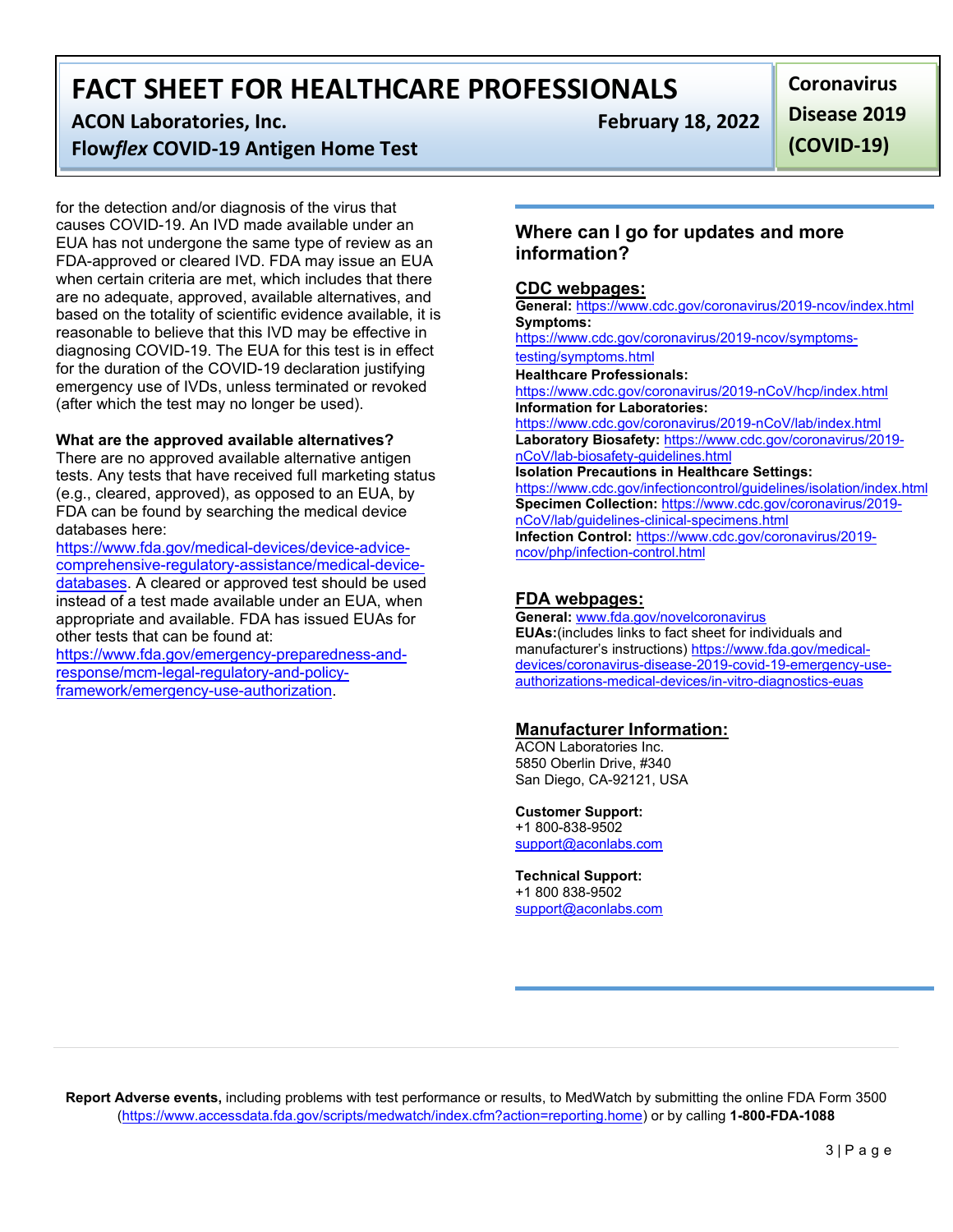for the detection and/or diagnosis of the virus that causes COVID-19. An IVD made available under an EUA has not undergone the same type of review as an FDA-approved or cleared IVD. FDA may issue an EUA when certain criteria are met, which includes that there are no adequate, approved, available alternatives, and based on the totality of scientific evidence available, it is reasonable to believe that this IVD may be effective in diagnosing COVID-19. The EUA for this test is in effect for the duration of the COVID-19 declaration justifying emergency use of IVDs, unless terminated or revoked (after which the test may no longer be used).

**What are the approved available alternatives?**

There are no approved available alternative antigen tests. Any tests that have received full marketing status (e.g., cleared, approved), as opposed to an EUA, by FDA can be found by searching the medical device databases here: https://www.fda.gov/medical-devices/device-advice-comprehensive-regulatory-assistance/medical-device-databases. A cleared or approved test should be used instead of a test made available under an EUA, when appropriate and available. FDA has issued EUAs for other tests that can be found at: https://www.fda.gov/emergency-preparedness-and-response/mcm-legal-regulatory-and-policy-framework/emergency-use-authorization.

## Where can I go for updates and more information?

### CDC webpages:

**General:** https://www.cdc.gov/coronavirus/2019-ncov/index.html
**Symptoms:** https://www.cdc.gov/coronavirus/2019-ncov/symptoms-testing/symptoms.html
**Healthcare Professionals:** https://www.cdc.gov/coronavirus/2019-nCoV/hcp/index.html
**Information for Laboratories:** https://www.cdc.gov/coronavirus/2019-nCoV/lab/index.html
**Laboratory Biosafety:** https://www.cdc.gov/coronavirus/2019-nCoV/lab-biosafety-guidelines.html
**Isolation Precautions in Healthcare Settings:** https://www.cdc.gov/infectioncontrol/guidelines/isolation/index.html
**Specimen Collection:** https://www.cdc.gov/coronavirus/2019-nCoV/lab/guidelines-clinical-specimens.html
**Infection Control:** https://www.cdc.gov/coronavirus/2019-ncov/php/infection-control.html

### FDA webpages:

**General:** www.fda.gov/novelcoronavirus
**EUAs:**(includes links to fact sheet for individuals and manufacturer's instructions) https://www.fda.gov/medical-devices/coronavirus-disease-2019-covid-19-emergency-use-authorizations-medical-devices/in-vitro-diagnostics-euas

### Manufacturer Information:

ACON Laboratories Inc.
5850 Oberlin Drive, #340
San Diego, CA-92121, USA

**Customer Support:**
+1 800-838-9502
support@aconlabs.com

**Technical Support:**
+1 800 838-9502
support@aconlabs.com

**Report Adverse events,** including problems with test performance or results, to MedWatch by submitting the online FDA Form 3500 (https://www.accessdata.fda.gov/scripts/medwatch/index.cfm?action=reporting.home) or by calling **1-800-FDA-1088**